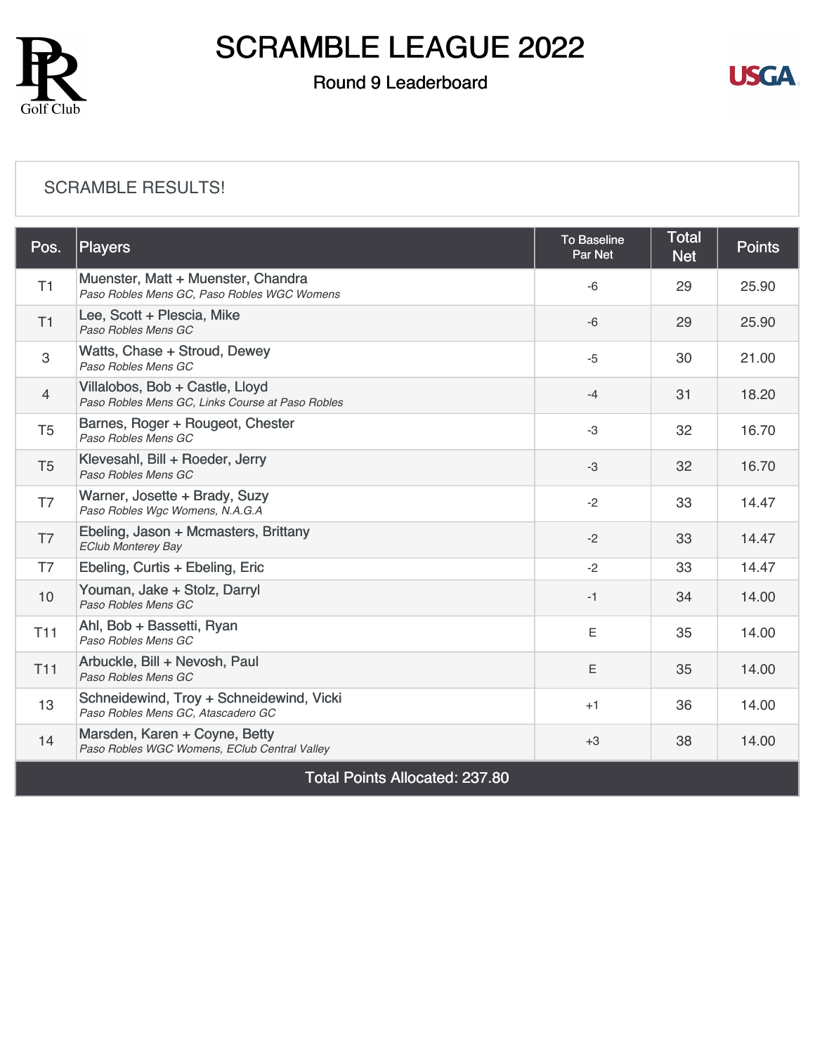# SCRAMBLE LEAGUE 2022

## Round 9 Leaderboard

### SCRAMBLE RESULTS!

| Pos. | Players | To Baseline Par Net | Total Net | Points |
|---|---|---|---|---|
| T1 | Muenster, Matt + Muenster, Chandra<br>*Paso Robles Mens GC, Paso Robles WGC Womens* | -6 | 29 | 25.90 |
| T1 | Lee, Scott + Plescia, Mike<br>*Paso Robles Mens GC* | -6 | 29 | 25.90 |
| 3 | Watts, Chase + Stroud, Dewey<br>*Paso Robles Mens GC* | -5 | 30 | 21.00 |
| 4 | Villalobos, Bob + Castle, Lloyd<br>*Paso Robles Mens GC, Links Course at Paso Robles* | -4 | 31 | 18.20 |
| T5 | Barnes, Roger + Rougeot, Chester<br>*Paso Robles Mens GC* | -3 | 32 | 16.70 |
| T5 | Klevesahl, Bill + Roeder, Jerry<br>*Paso Robles Mens GC* | -3 | 32 | 16.70 |
| T7 | Warner, Josette + Brady, Suzy<br>*Paso Robles Wgc Womens, N.A.G.A* | -2 | 33 | 14.47 |
| T7 | Ebeling, Jason + Mcmasters, Brittany<br>*EClub Monterey Bay* | -2 | 33 | 14.47 |
| T7 | Ebeling, Curtis + Ebeling, Eric | -2 | 33 | 14.47 |
| 10 | Youman, Jake + Stolz, Darryl<br>*Paso Robles Mens GC* | -1 | 34 | 14.00 |
| T11 | Ahl, Bob + Bassetti, Ryan<br>*Paso Robles Mens GC* | E | 35 | 14.00 |
| T11 | Arbuckle, Bill + Nevosh, Paul<br>*Paso Robles Mens GC* | E | 35 | 14.00 |
| 13 | Schneidewind, Troy + Schneidewind, Vicki<br>*Paso Robles Mens GC, Atascadero GC* | +1 | 36 | 14.00 |
| 14 | Marsden, Karen + Coyne, Betty<br>*Paso Robles WGC Womens, EClub Central Valley* | +3 | 38 | 14.00 |
| Total Points Allocated: 237.80 | | | | |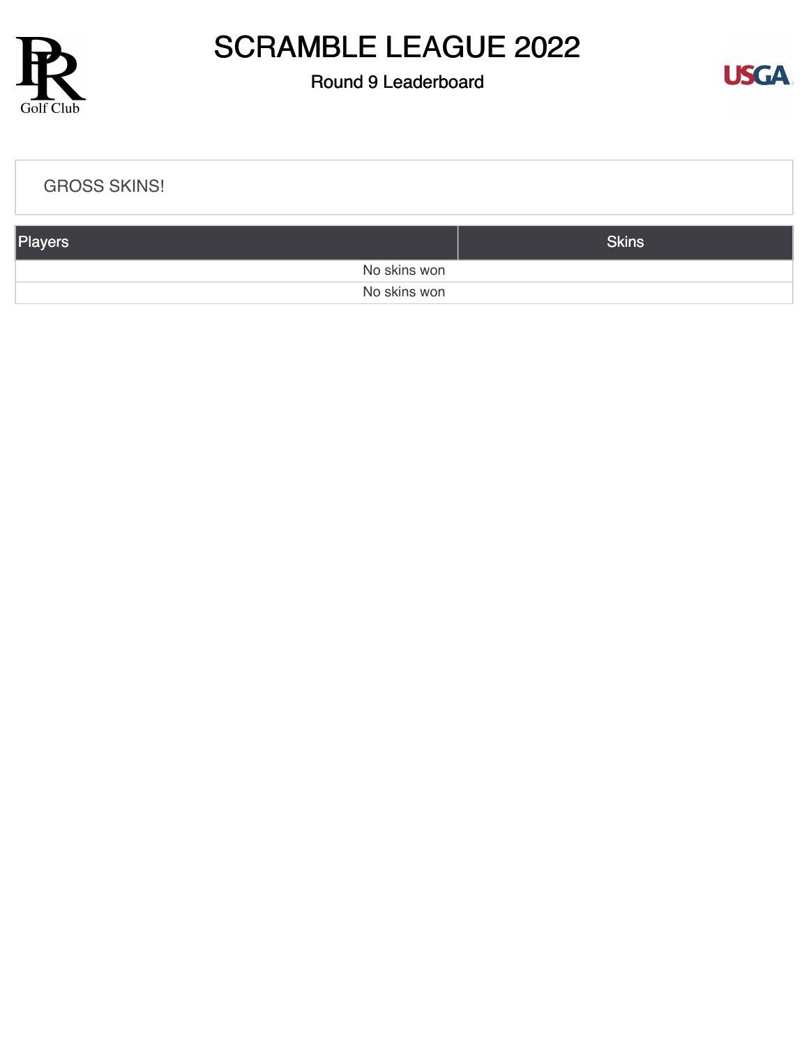# SCRAMBLE LEAGUE 2022

## Round 9 Leaderboard

GROSS SKINS!

| Players | Skins |
| --- | --- |
| No skins won | |
| No skins won | |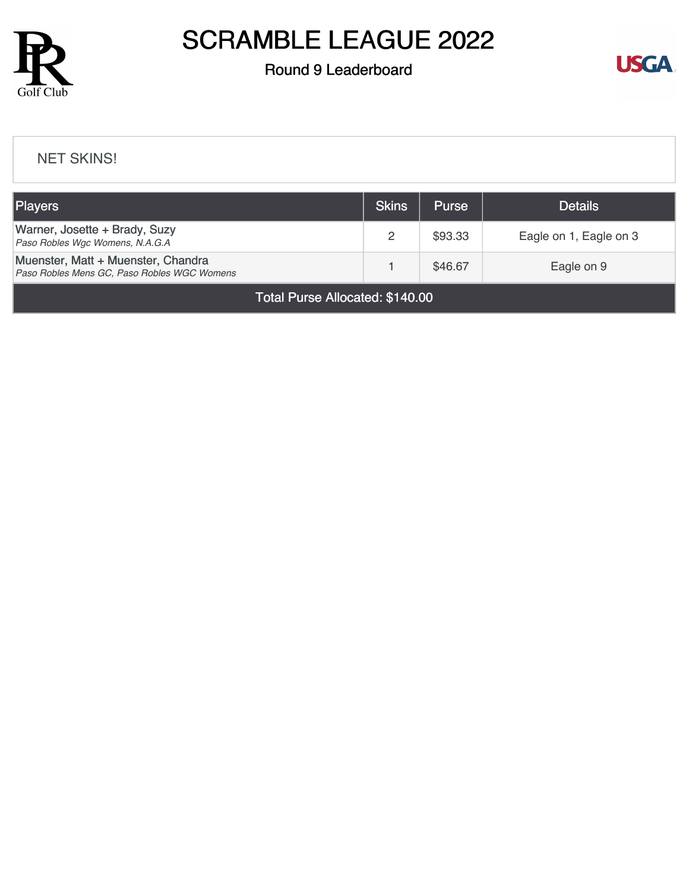# SCRAMBLE LEAGUE 2022

## Round 9 Leaderboard

NET SKINS!

| Players | Skins | Purse | Details |
|---|---|---|---|
| Warner, Josette + Brady, Suzy<br>*Paso Robles Wgc Womens, N.A.G.A* | 2 | $93.33 | Eagle on 1, Eagle on 3 |
| Muenster, Matt + Muenster, Chandra<br>*Paso Robles Mens GC, Paso Robles WGC Womens* | 1 | $46.67 | Eagle on 9 |
| Total Purse Allocated: $140.00 | | | |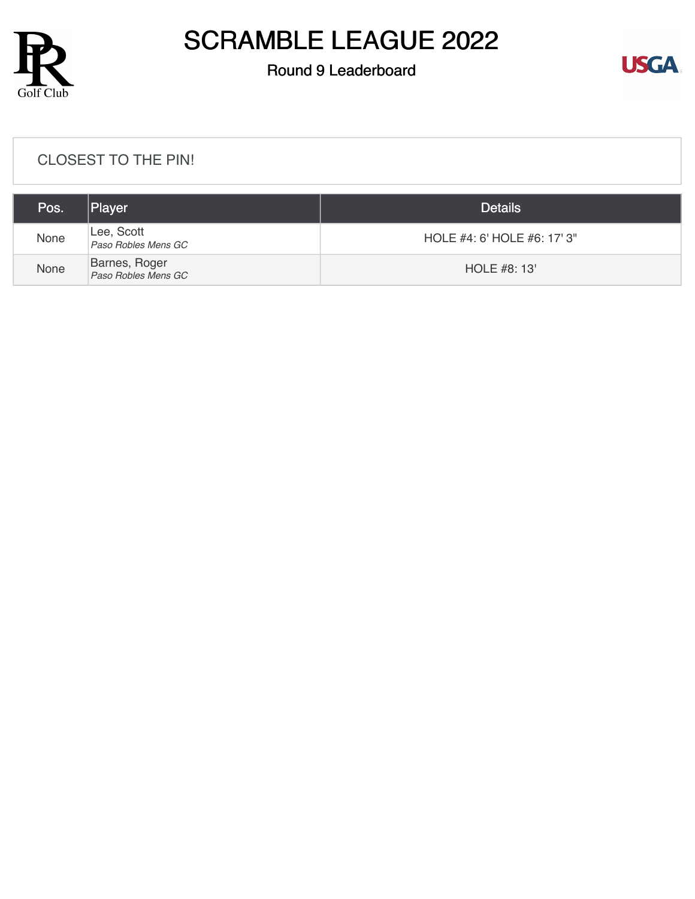# SCRAMBLE LEAGUE 2022

Round 9 Leaderboard

CLOSEST TO THE PIN!

| Pos. | Player | Details |
|---|---|---|
| None | Lee, Scott *Paso Robles Mens GC* | HOLE #4: 6' HOLE #6: 17' 3" |
| None | Barnes, Roger *Paso Robles Mens GC* | HOLE #8: 13' |